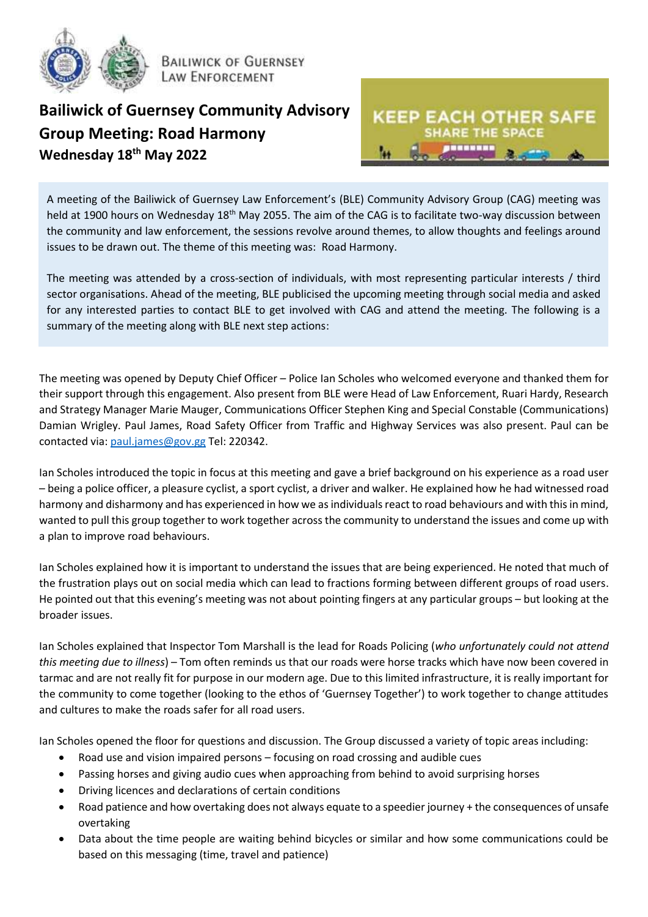BAILIWICK OF GUERNSEY
LAW ENFORCEMENT

# Bailiwick of Guernsey Community Advisory Group Meeting: Road Harmony

**Wednesday 18th May 2022**

KEEP EACH OTHER SAFE
SHARE THE SPACE

A meeting of the Bailiwick of Guernsey Law Enforcement's (BLE) Community Advisory Group (CAG) meeting was held at 1900 hours on Wednesday 18th May 2055. The aim of the CAG is to facilitate two-way discussion between the community and law enforcement, the sessions revolve around themes, to allow thoughts and feelings around issues to be drawn out. The theme of this meeting was: Road Harmony.

The meeting was attended by a cross-section of individuals, with most representing particular interests / third sector organisations. Ahead of the meeting, BLE publicised the upcoming meeting through social media and asked for any interested parties to contact BLE to get involved with CAG and attend the meeting. The following is a summary of the meeting along with BLE next step actions:

The meeting was opened by Deputy Chief Officer – Police Ian Scholes who welcomed everyone and thanked them for their support through this engagement. Also present from BLE were Head of Law Enforcement, Ruari Hardy, Research and Strategy Manager Marie Mauger, Communications Officer Stephen King and Special Constable (Communications) Damian Wrigley. Paul James, Road Safety Officer from Traffic and Highway Services was also present. Paul can be contacted via: paul.james@gov.gg Tel: 220342.

Ian Scholes introduced the topic in focus at this meeting and gave a brief background on his experience as a road user – being a police officer, a pleasure cyclist, a sport cyclist, a driver and walker. He explained how he had witnessed road harmony and disharmony and has experienced in how we as individuals react to road behaviours and with this in mind, wanted to pull this group together to work together across the community to understand the issues and come up with a plan to improve road behaviours.

Ian Scholes explained how it is important to understand the issues that are being experienced. He noted that much of the frustration plays out on social media which can lead to fractions forming between different groups of road users. He pointed out that this evening's meeting was not about pointing fingers at any particular groups – but looking at the broader issues.

Ian Scholes explained that Inspector Tom Marshall is the lead for Roads Policing (*who unfortunately could not attend this meeting due to illness*) – Tom often reminds us that our roads were horse tracks which have now been covered in tarmac and are not really fit for purpose in our modern age. Due to this limited infrastructure, it is really important for the community to come together (looking to the ethos of 'Guernsey Together') to work together to change attitudes and cultures to make the roads safer for all road users.

Ian Scholes opened the floor for questions and discussion. The Group discussed a variety of topic areas including:

- Road use and vision impaired persons – focusing on road crossing and audible cues
- Passing horses and giving audio cues when approaching from behind to avoid surprising horses
- Driving licences and declarations of certain conditions
- Road patience and how overtaking does not always equate to a speedier journey + the consequences of unsafe overtaking
- Data about the time people are waiting behind bicycles or similar and how some communications could be based on this messaging (time, travel and patience)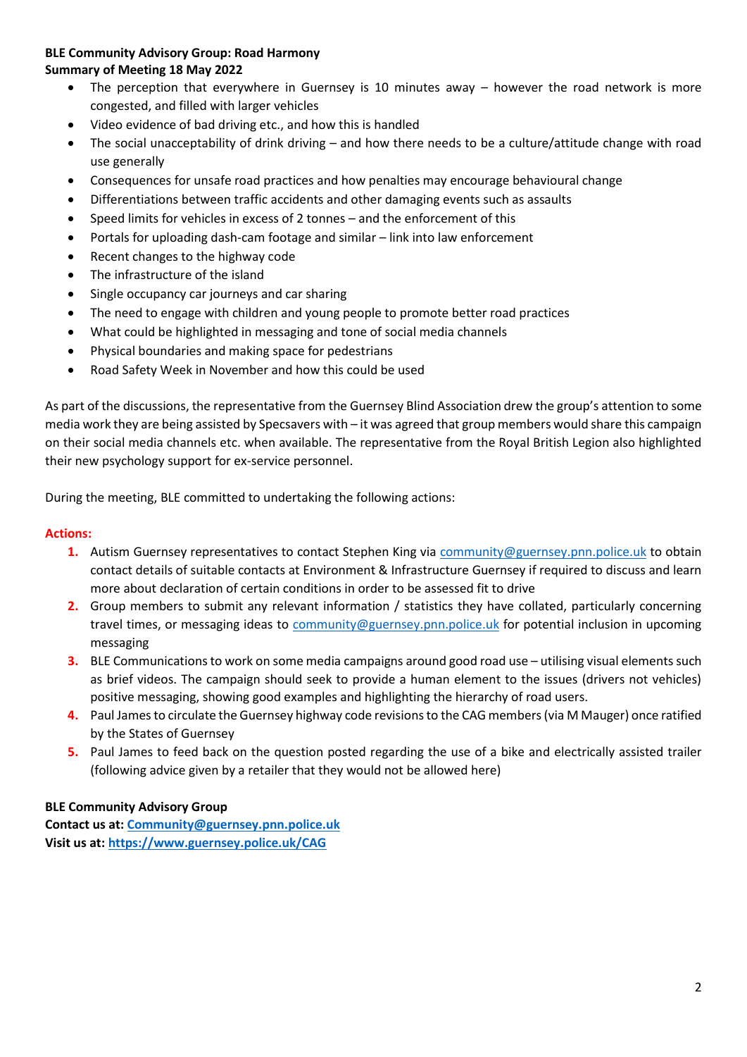**BLE Community Advisory Group: Road Harmony**
**Summary of Meeting 18 May 2022**

- The perception that everywhere in Guernsey is 10 minutes away – however the road network is more congested, and filled with larger vehicles
- Video evidence of bad driving etc., and how this is handled
- The social unacceptability of drink driving – and how there needs to be a culture/attitude change with road use generally
- Consequences for unsafe road practices and how penalties may encourage behavioural change
- Differentiations between traffic accidents and other damaging events such as assaults
- Speed limits for vehicles in excess of 2 tonnes – and the enforcement of this
- Portals for uploading dash-cam footage and similar – link into law enforcement
- Recent changes to the highway code
- The infrastructure of the island
- Single occupancy car journeys and car sharing
- The need to engage with children and young people to promote better road practices
- What could be highlighted in messaging and tone of social media channels
- Physical boundaries and making space for pedestrians
- Road Safety Week in November and how this could be used

As part of the discussions, the representative from the Guernsey Blind Association drew the group's attention to some media work they are being assisted by Specsavers with – it was agreed that group members would share this campaign on their social media channels etc. when available. The representative from the Royal British Legion also highlighted their new psychology support for ex-service personnel.

During the meeting, BLE committed to undertaking the following actions:

**Actions:**

1. Autism Guernsey representatives to contact Stephen King via community@guernsey.pnn.police.uk to obtain contact details of suitable contacts at Environment & Infrastructure Guernsey if required to discuss and learn more about declaration of certain conditions in order to be assessed fit to drive
2. Group members to submit any relevant information / statistics they have collated, particularly concerning travel times, or messaging ideas to community@guernsey.pnn.police.uk for potential inclusion in upcoming messaging
3. BLE Communications to work on some media campaigns around good road use – utilising visual elements such as brief videos. The campaign should seek to provide a human element to the issues (drivers not vehicles) positive messaging, showing good examples and highlighting the hierarchy of road users.
4. Paul James to circulate the Guernsey highway code revisions to the CAG members (via M Mauger) once ratified by the States of Guernsey
5. Paul James to feed back on the question posted regarding the use of a bike and electrically assisted trailer (following advice given by a retailer that they would not be allowed here)

**BLE Community Advisory Group**
**Contact us at: Community@guernsey.pnn.police.uk**
**Visit us at: https://www.guernsey.police.uk/CAG**